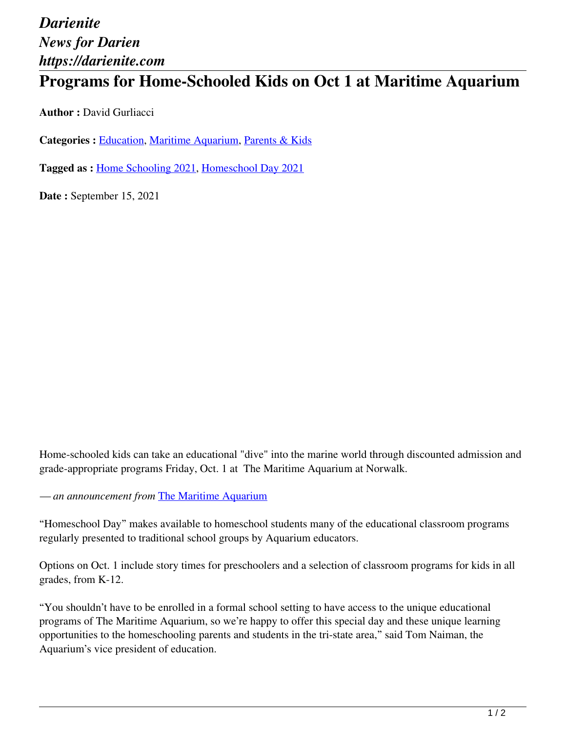*Darienite*
*News for Darien*
*https://darienite.com*

# Programs for Home-Schooled Kids on Oct 1 at Maritime Aquarium

**Author :** David Gurliacci

**Categories :** Education, Maritime Aquarium, Parents & Kids

**Tagged as :** Home Schooling 2021, Homeschool Day 2021

**Date :** September 15, 2021

Home-schooled kids can take an educational "dive" into the marine world through discounted admission and grade-appropriate programs Friday, Oct. 1 at The Maritime Aquarium at Norwalk.

*— an announcement from* The Maritime Aquarium

“Homeschool Day” makes available to homeschool students many of the educational classroom programs regularly presented to traditional school groups by Aquarium educators.

Options on Oct. 1 include story times for preschoolers and a selection of classroom programs for kids in all grades, from K-12.

“You shouldn’t have to be enrolled in a formal school setting to have access to the unique educational programs of The Maritime Aquarium, so we’re happy to offer this special day and these unique learning opportunities to the homeschooling parents and students in the tri-state area,” said Tom Naiman, the Aquarium’s vice president of education.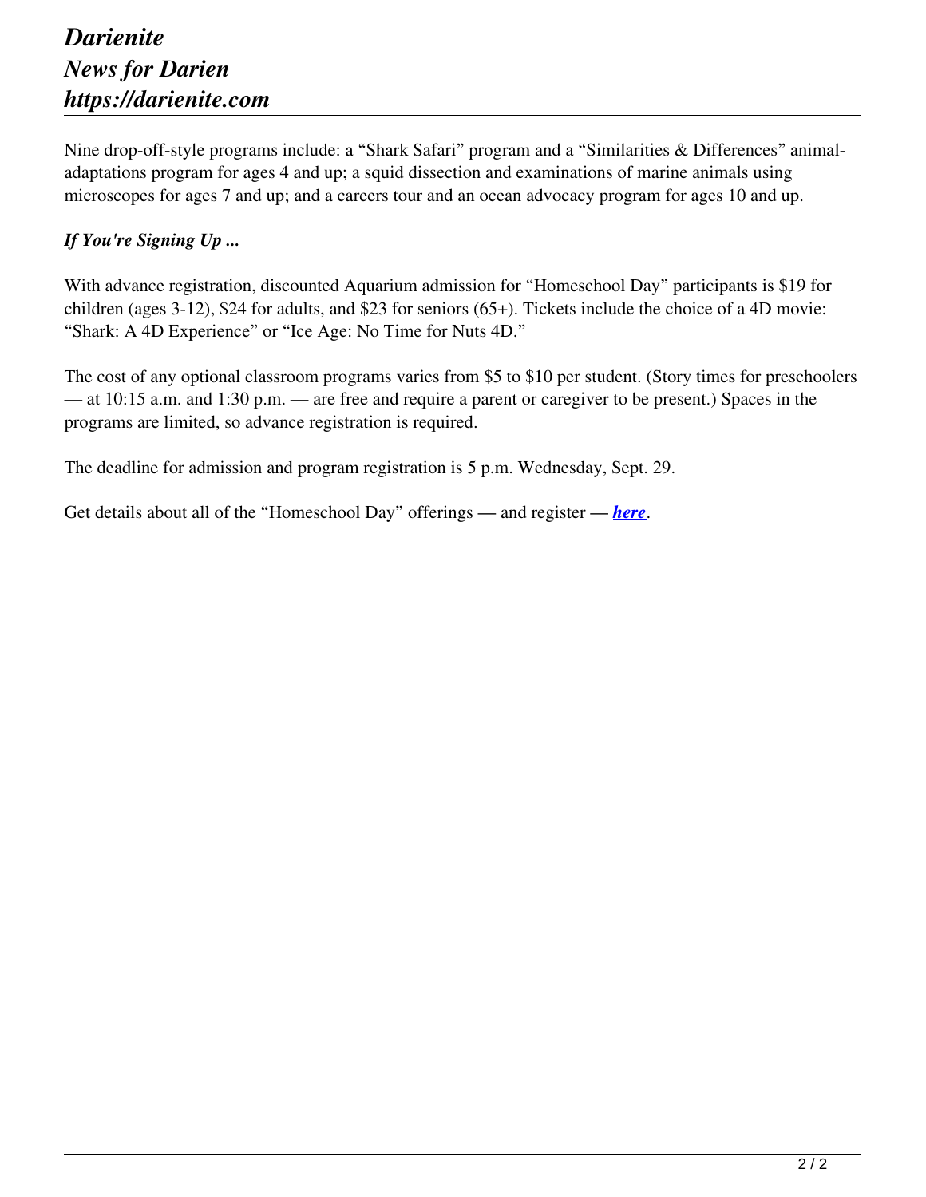Nine drop-off-style programs include: a "Shark Safari" program and a "Similarities & Differences" animal-adaptations program for ages 4 and up; a squid dissection and examinations of marine animals using microscopes for ages 7 and up; and a careers tour and an ocean advocacy program for ages 10 and up.

***If You're Signing Up ...***

With advance registration, discounted Aquarium admission for "Homeschool Day" participants is $19 for children (ages 3-12), $24 for adults, and $23 for seniors (65+). Tickets include the choice of a 4D movie: "Shark: A 4D Experience" or "Ice Age: No Time for Nuts 4D."

The cost of any optional classroom programs varies from $5 to $10 per student. (Story times for preschoolers — at 10:15 a.m. and 1:30 p.m. — are free and require a parent or caregiver to be present.) Spaces in the programs are limited, so advance registration is required.

The deadline for admission and program registration is 5 p.m. Wednesday, Sept. 29.

Get details about all of the "Homeschool Day" offerings — and register — ***here***.